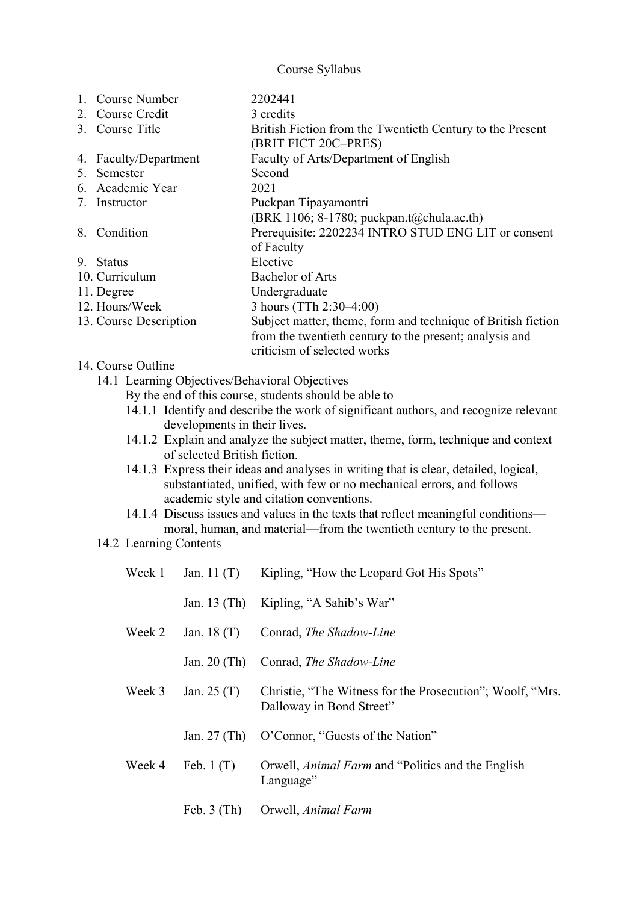Course Syllabus

| | |
|---|---|
| 1. Course Number | 2202441 |
| 2. Course Credit | 3 credits |
| 3. Course Title | British Fiction from the Twentieth Century to the Present (BRIT FICT 20C–PRES) |
| 4. Faculty/Department | Faculty of Arts/Department of English |
| 5. Semester | Second |
| 6. Academic Year | 2021 |
| 7. Instructor | Puckpan Tipayamontri (BRK 1106; 8-1780; puckpan.t@chula.ac.th) |
| 8. Condition | Prerequisite: 2202234 INTRO STUD ENG LIT or consent of Faculty |
| 9. Status | Elective |
| 10. Curriculum | Bachelor of Arts |
| 11. Degree | Undergraduate |
| 12. Hours/Week | 3 hours (TTh 2:30–4:00) |
| 13. Course Description | Subject matter, theme, form and technique of British fiction from the twentieth century to the present; analysis and criticism of selected works |

14. Course Outline

14.1 Learning Objectives/Behavioral Objectives

By the end of this course, students should be able to

14.1.1 Identify and describe the work of significant authors, and recognize relevant developments in their lives.

14.1.2 Explain and analyze the subject matter, theme, form, technique and context of selected British fiction.

14.1.3 Express their ideas and analyses in writing that is clear, detailed, logical, substantiated, unified, with few or no mechanical errors, and follows academic style and citation conventions.

14.1.4 Discuss issues and values in the texts that reflect meaningful conditions—moral, human, and material—from the twentieth century to the present.

14.2 Learning Contents

| | | |
|---|---|---|
| Week 1 | Jan. 11 (T) | Kipling, "How the Leopard Got His Spots" |
| | Jan. 13 (Th) | Kipling, "A Sahib's War" |
| Week 2 | Jan. 18 (T) | Conrad, *The Shadow-Line* |
| | Jan. 20 (Th) | Conrad, *The Shadow-Line* |
| Week 3 | Jan. 25 (T) | Christie, "The Witness for the Prosecution"; Woolf, "Mrs. Dalloway in Bond Street" |
| | Jan. 27 (Th) | O'Connor, "Guests of the Nation" |
| Week 4 | Feb. 1 (T) | Orwell, *Animal Farm* and "Politics and the English Language" |
| | Feb. 3 (Th) | Orwell, *Animal Farm* |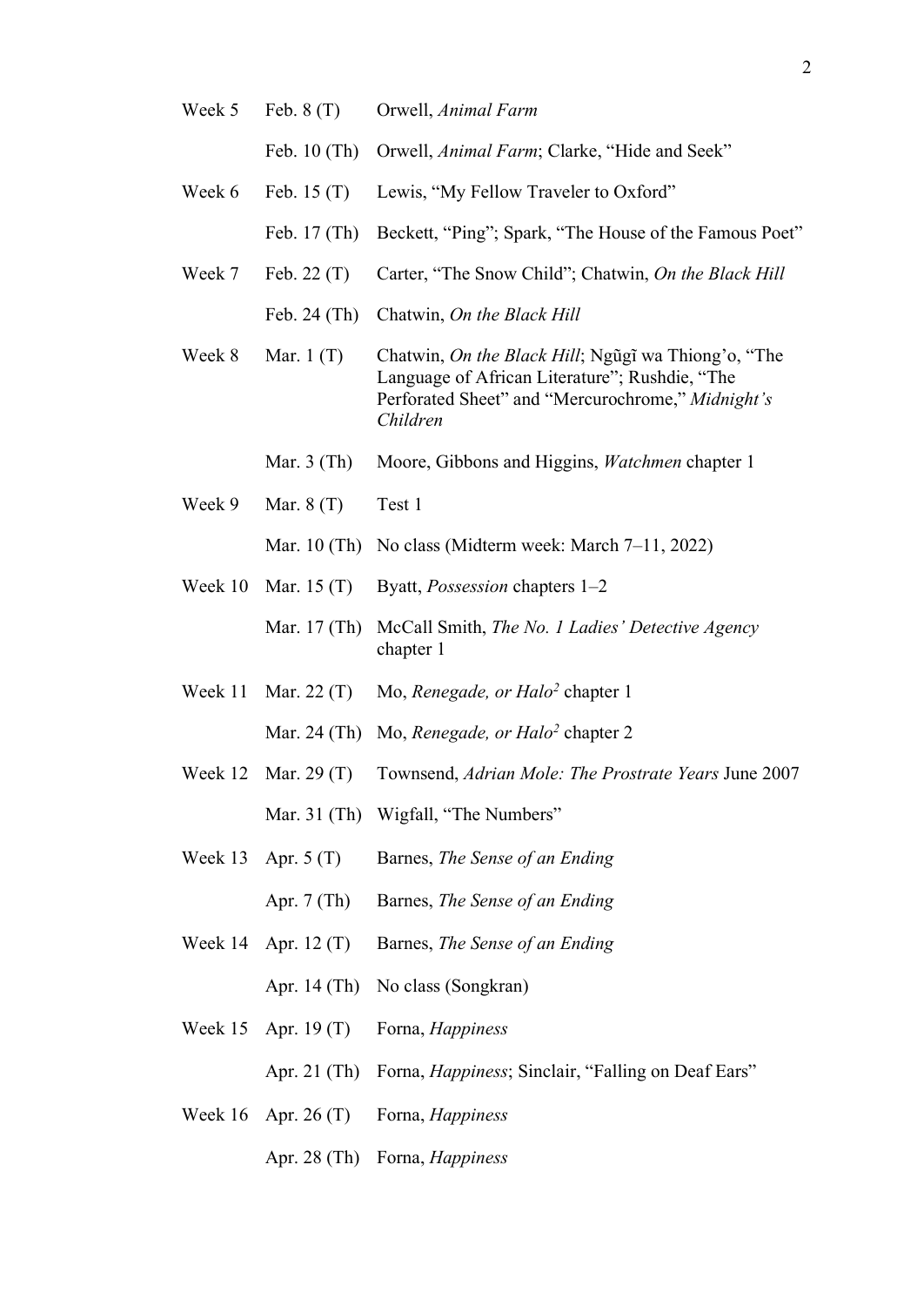| | | |
|---|---|---|
| Week 5 | Feb. 8 (T) | Orwell, *Animal Farm* |
| | Feb. 10 (Th) | Orwell, *Animal Farm*; Clarke, "Hide and Seek" |
| Week 6 | Feb. 15 (T) | Lewis, "My Fellow Traveler to Oxford" |
| | Feb. 17 (Th) | Beckett, "Ping"; Spark, "The House of the Famous Poet" |
| Week 7 | Feb. 22 (T) | Carter, "The Snow Child"; Chatwin, *On the Black Hill* |
| | Feb. 24 (Th) | Chatwin, *On the Black Hill* |
| Week 8 | Mar. 1 (T) | Chatwin, *On the Black Hill*; Ngũgĩ wa Thiong'o, "The Language of African Literature"; Rushdie, "The Perforated Sheet" and "Mercurochrome," *Midnight's Children* |
| | Mar. 3 (Th) | Moore, Gibbons and Higgins, *Watchmen* chapter 1 |
| Week 9 | Mar. 8 (T) | Test 1 |
| | Mar. 10 (Th) | No class (Midterm week: March 7–11, 2022) |
| Week 10 | Mar. 15 (T) | Byatt, *Possession* chapters 1–2 |
| | Mar. 17 (Th) | McCall Smith, *The No. 1 Ladies' Detective Agency* chapter 1 |
| Week 11 | Mar. 22 (T) | Mo, *Renegade, or Halo$^2$* chapter 1 |
| | Mar. 24 (Th) | Mo, *Renegade, or Halo$^2$* chapter 2 |
| Week 12 | Mar. 29 (T) | Townsend, *Adrian Mole: The Prostrate Years* June 2007 |
| | Mar. 31 (Th) | Wigfall, "The Numbers" |
| Week 13 | Apr. 5 (T) | Barnes, *The Sense of an Ending* |
| | Apr. 7 (Th) | Barnes, *The Sense of an Ending* |
| Week 14 | Apr. 12 (T) | Barnes, *The Sense of an Ending* |
| | Apr. 14 (Th) | No class (Songkran) |
| Week 15 | Apr. 19 (T) | Forna, *Happiness* |
| | Apr. 21 (Th) | Forna, *Happiness*; Sinclair, "Falling on Deaf Ears" |
| Week 16 | Apr. 26 (T) | Forna, *Happiness* |
| | Apr. 28 (Th) | Forna, *Happiness* |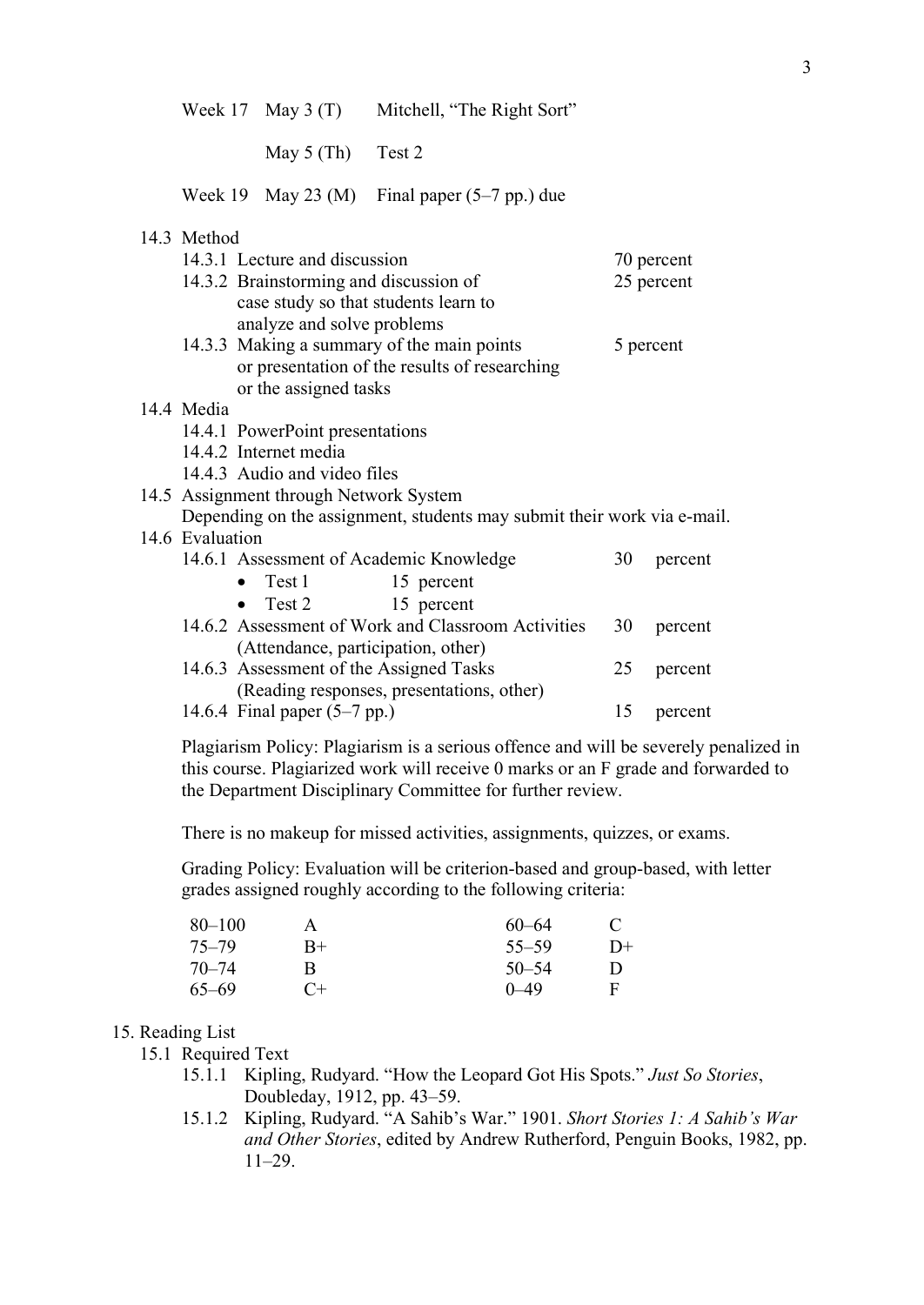| | | |
|---|---|---|
| Week 17 | May 3 (T) | Mitchell, "The Right Sort" |
| | May 5 (Th) | Test 2 |
| Week 19 | May 23 (M) | Final paper (5–7 pp.) due |

14.3 Method

| | |
|---|---|
| 14.3.1 Lecture and discussion | 70 percent |
| 14.3.2 Brainstorming and discussion of case study so that students learn to analyze and solve problems | 25 percent |
| 14.3.3 Making a summary of the main points or presentation of the results of researching or the assigned tasks | 5 percent |

14.4 Media

14.4.1 PowerPoint presentations

14.4.2 Internet media

14.4.3 Audio and video files

14.5 Assignment through Network System

Depending on the assignment, students may submit their work via e-mail.

14.6 Evaluation

| | |
|---|---|
| 14.6.1 Assessment of Academic Knowledge | 30 percent |
| • Test 1 — 15 percent | |
| • Test 2 — 15 percent | |
| 14.6.2 Assessment of Work and Classroom Activities (Attendance, participation, other) | 30 percent |
| 14.6.3 Assessment of the Assigned Tasks (Reading responses, presentations, other) | 25 percent |
| 14.6.4 Final paper (5–7 pp.) | 15 percent |

Plagiarism Policy: Plagiarism is a serious offence and will be severely penalized in this course. Plagiarized work will receive 0 marks or an F grade and forwarded to the Department Disciplinary Committee for further review.

There is no makeup for missed activities, assignments, quizzes, or exams.

Grading Policy: Evaluation will be criterion-based and group-based, with letter grades assigned roughly according to the following criteria:

| | | | |
|---|---|---|---|
| 80–100 | A | 60–64 | C |
| 75–79 | B+ | 55–59 | D+ |
| 70–74 | B | 50–54 | D |
| 65–69 | C+ | 0–49 | F |

15. Reading List

15.1 Required Text

15.1.1 Kipling, Rudyard. "How the Leopard Got His Spots." *Just So Stories*, Doubleday, 1912, pp. 43–59.

15.1.2 Kipling, Rudyard. "A Sahib's War." 1901. *Short Stories 1: A Sahib's War and Other Stories*, edited by Andrew Rutherford, Penguin Books, 1982, pp. 11–29.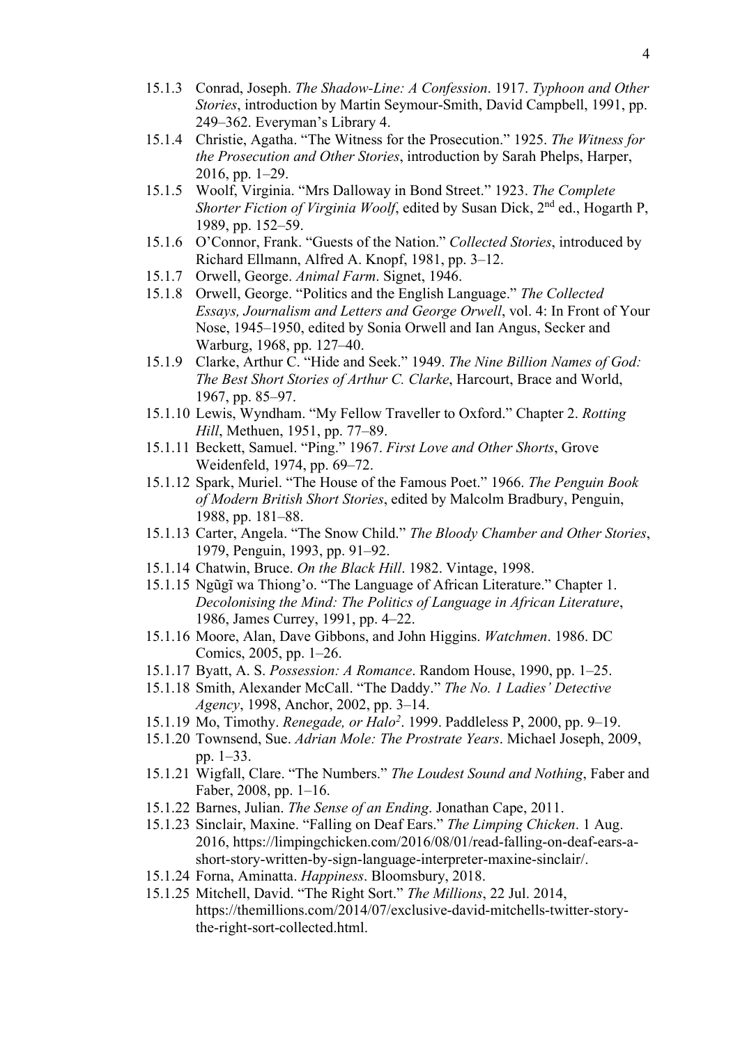15.1.3 Conrad, Joseph. *The Shadow-Line: A Confession*. 1917. *Typhoon and Other Stories*, introduction by Martin Seymour-Smith, David Campbell, 1991, pp. 249–362. Everyman's Library 4.

15.1.4 Christie, Agatha. "The Witness for the Prosecution." 1925. *The Witness for the Prosecution and Other Stories*, introduction by Sarah Phelps, Harper, 2016, pp. 1–29.

15.1.5 Woolf, Virginia. "Mrs Dalloway in Bond Street." 1923. *The Complete Shorter Fiction of Virginia Woolf*, edited by Susan Dick, 2nd ed., Hogarth P, 1989, pp. 152–59.

15.1.6 O'Connor, Frank. "Guests of the Nation." *Collected Stories*, introduced by Richard Ellmann, Alfred A. Knopf, 1981, pp. 3–12.

15.1.7 Orwell, George. *Animal Farm*. Signet, 1946.

15.1.8 Orwell, George. "Politics and the English Language." *The Collected Essays, Journalism and Letters and George Orwell*, vol. 4: In Front of Your Nose, 1945–1950, edited by Sonia Orwell and Ian Angus, Secker and Warburg, 1968, pp. 127–40.

15.1.9 Clarke, Arthur C. "Hide and Seek." 1949. *The Nine Billion Names of God: The Best Short Stories of Arthur C. Clarke*, Harcourt, Brace and World, 1967, pp. 85–97.

15.1.10 Lewis, Wyndham. "My Fellow Traveller to Oxford." Chapter 2. *Rotting Hill*, Methuen, 1951, pp. 77–89.

15.1.11 Beckett, Samuel. "Ping." 1967. *First Love and Other Shorts*, Grove Weidenfeld, 1974, pp. 69–72.

15.1.12 Spark, Muriel. "The House of the Famous Poet." 1966. *The Penguin Book of Modern British Short Stories*, edited by Malcolm Bradbury, Penguin, 1988, pp. 181–88.

15.1.13 Carter, Angela. "The Snow Child." *The Bloody Chamber and Other Stories*, 1979, Penguin, 1993, pp. 91–92.

15.1.14 Chatwin, Bruce. *On the Black Hill*. 1982. Vintage, 1998.

15.1.15 Ngũgĩ wa Thiong'o. "The Language of African Literature." Chapter 1. *Decolonising the Mind: The Politics of Language in African Literature*, 1986, James Currey, 1991, pp. 4–22.

15.1.16 Moore, Alan, Dave Gibbons, and John Higgins. *Watchmen*. 1986. DC Comics, 2005, pp. 1–26.

15.1.17 Byatt, A. S. *Possession: A Romance*. Random House, 1990, pp. 1–25.

15.1.18 Smith, Alexander McCall. "The Daddy." *The No. 1 Ladies' Detective Agency*, 1998, Anchor, 2002, pp. 3–14.

15.1.19 Mo, Timothy. *Renegade, or Halo²*. 1999. Paddleless P, 2000, pp. 9–19.

15.1.20 Townsend, Sue. *Adrian Mole: The Prostrate Years*. Michael Joseph, 2009, pp. 1–33.

15.1.21 Wigfall, Clare. "The Numbers." *The Loudest Sound and Nothing*, Faber and Faber, 2008, pp. 1–16.

15.1.22 Barnes, Julian. *The Sense of an Ending*. Jonathan Cape, 2011.

15.1.23 Sinclair, Maxine. "Falling on Deaf Ears." *The Limping Chicken*. 1 Aug. 2016, https://limpingchicken.com/2016/08/01/read-falling-on-deaf-ears-a-short-story-written-by-sign-language-interpreter-maxine-sinclair/.

15.1.24 Forna, Aminatta. *Happiness*. Bloomsbury, 2018.

15.1.25 Mitchell, David. "The Right Sort." *The Millions*, 22 Jul. 2014, https://themillions.com/2014/07/exclusive-david-mitchells-twitter-story-the-right-sort-collected.html.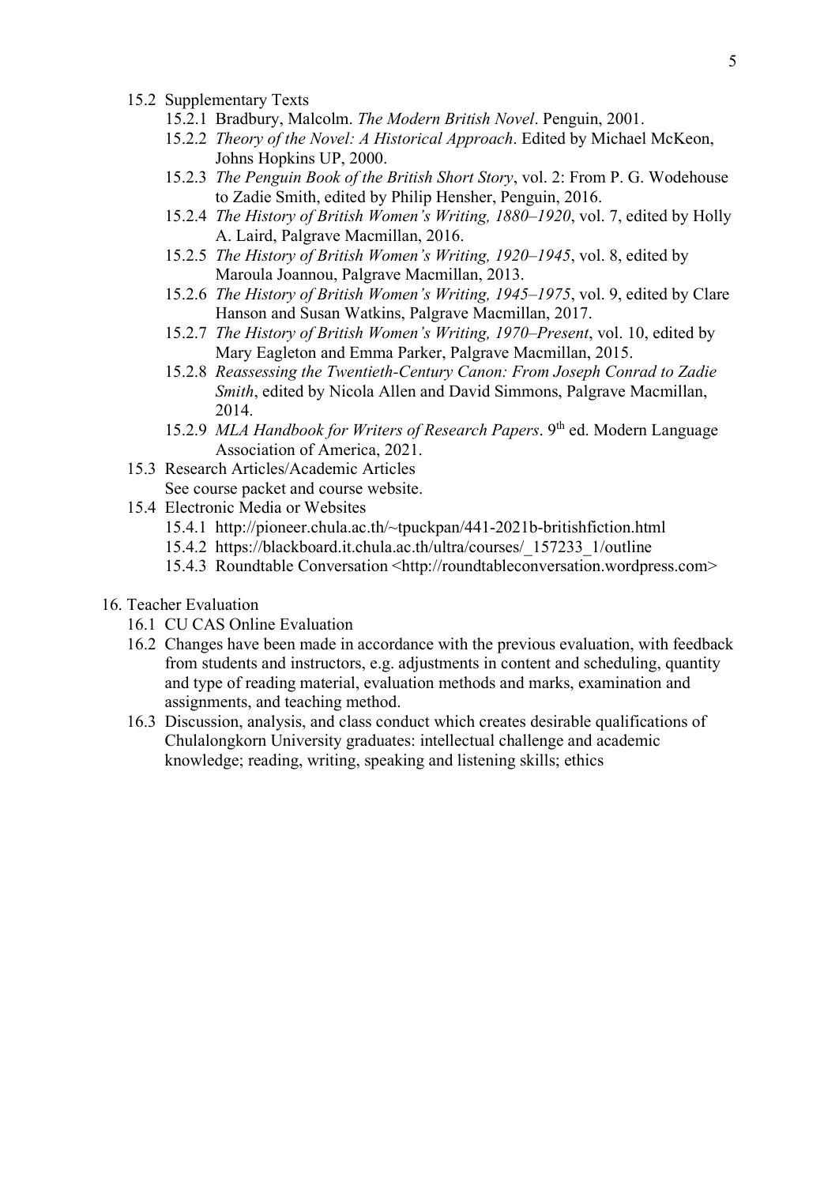15.2 Supplementary Texts

15.2.1 Bradbury, Malcolm. *The Modern British Novel*. Penguin, 2001.

15.2.2 *Theory of the Novel: A Historical Approach*. Edited by Michael McKeon, Johns Hopkins UP, 2000.

15.2.3 *The Penguin Book of the British Short Story*, vol. 2: From P. G. Wodehouse to Zadie Smith, edited by Philip Hensher, Penguin, 2016.

15.2.4 *The History of British Women's Writing, 1880–1920*, vol. 7, edited by Holly A. Laird, Palgrave Macmillan, 2016.

15.2.5 *The History of British Women's Writing, 1920–1945*, vol. 8, edited by Maroula Joannou, Palgrave Macmillan, 2013.

15.2.6 *The History of British Women's Writing, 1945–1975*, vol. 9, edited by Clare Hanson and Susan Watkins, Palgrave Macmillan, 2017.

15.2.7 *The History of British Women's Writing, 1970–Present*, vol. 10, edited by Mary Eagleton and Emma Parker, Palgrave Macmillan, 2015.

15.2.8 *Reassessing the Twentieth-Century Canon: From Joseph Conrad to Zadie Smith*, edited by Nicola Allen and David Simmons, Palgrave Macmillan, 2014.

15.2.9 *MLA Handbook for Writers of Research Papers*. 9th ed. Modern Language Association of America, 2021.

15.3 Research Articles/Academic Articles
See course packet and course website.

15.4 Electronic Media or Websites

15.4.1 http://pioneer.chula.ac.th/~tpuckpan/441-2021b-britishfiction.html

15.4.2 https://blackboard.it.chula.ac.th/ultra/courses/_157233_1/outline

15.4.3 Roundtable Conversation <http://roundtableconversation.wordpress.com>

16. Teacher Evaluation

16.1 CU CAS Online Evaluation

16.2 Changes have been made in accordance with the previous evaluation, with feedback from students and instructors, e.g. adjustments in content and scheduling, quantity and type of reading material, evaluation methods and marks, examination and assignments, and teaching method.

16.3 Discussion, analysis, and class conduct which creates desirable qualifications of Chulalongkorn University graduates: intellectual challenge and academic knowledge; reading, writing, speaking and listening skills; ethics